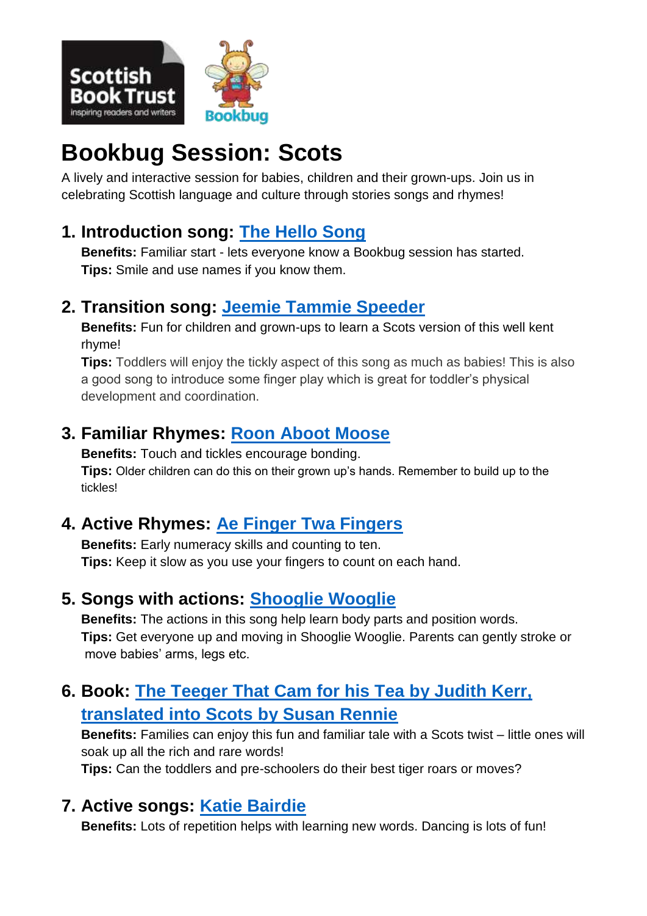# Bookbug Session: Scots

A lively and interactive session for babies, children and their grown-ups. Join us in celebrating Scottish language and culture through stories songs and rhymes!

## 1. Introduction song: The Hello Song

**Benefits:** Familiar start - lets everyone know a Bookbug session has started.
**Tips:** Smile and use names if you know them.

## 2. Transition song: Jeemie Tammie Speeder

**Benefits:** Fun for children and grown-ups to learn a Scots version of this well kent rhyme!
**Tips:** Toddlers will enjoy the tickly aspect of this song as much as babies! This is also a good song to introduce some finger play which is great for toddler's physical development and coordination.

## 3. Familiar Rhymes: Roon Aboot Moose

**Benefits:** Touch and tickles encourage bonding.
**Tips:** Older children can do this on their grown up's hands. Remember to build up to the tickles!

## 4. Active Rhymes: Ae Finger Twa Fingers

**Benefits:** Early numeracy skills and counting to ten.
**Tips:** Keep it slow as you use your fingers to count on each hand.

## 5. Songs with actions: Shooglie Wooglie

**Benefits:** The actions in this song help learn body parts and position words.
**Tips:** Get everyone up and moving in Shooglie Wooglie. Parents can gently stroke or move babies' arms, legs etc.

## 6. Book: The Teeger That Cam for his Tea by Judith Kerr, translated into Scots by Susan Rennie

**Benefits:** Families can enjoy this fun and familiar tale with a Scots twist – little ones will soak up all the rich and rare words!
**Tips:** Can the toddlers and pre-schoolers do their best tiger roars or moves?

## 7. Active songs: Katie Bairdie

**Benefits:** Lots of repetition helps with learning new words. Dancing is lots of fun!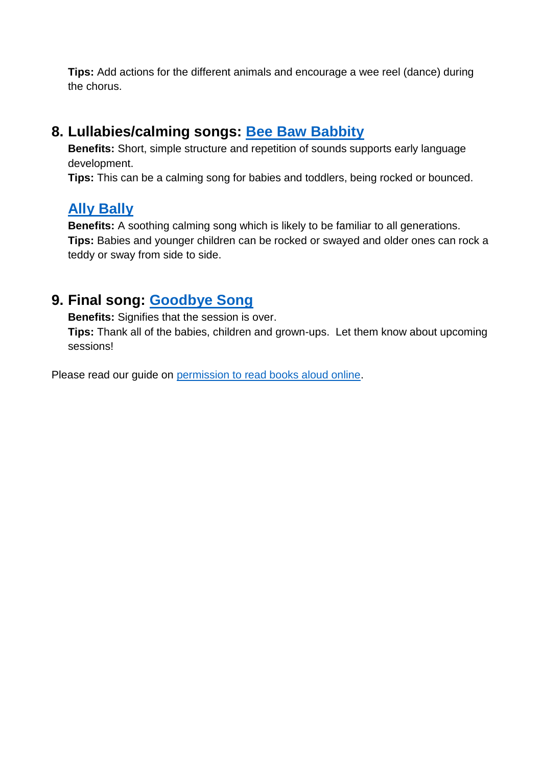**Tips:** Add actions for the different animals and encourage a wee reel (dance) during the chorus.

## 8. Lullabies/calming songs: Bee Baw Babbity

**Benefits:** Short, simple structure and repetition of sounds supports early language development.
**Tips:** This can be a calming song for babies and toddlers, being rocked or bounced.

### Ally Bally

**Benefits:** A soothing calming song which is likely to be familiar to all generations.
**Tips:** Babies and younger children can be rocked or swayed and older ones can rock a teddy or sway from side to side.

## 9. Final song: Goodbye Song

**Benefits:** Signifies that the session is over.
**Tips:** Thank all of the babies, children and grown-ups. Let them know about upcoming sessions!

Please read our guide on permission to read books aloud online.